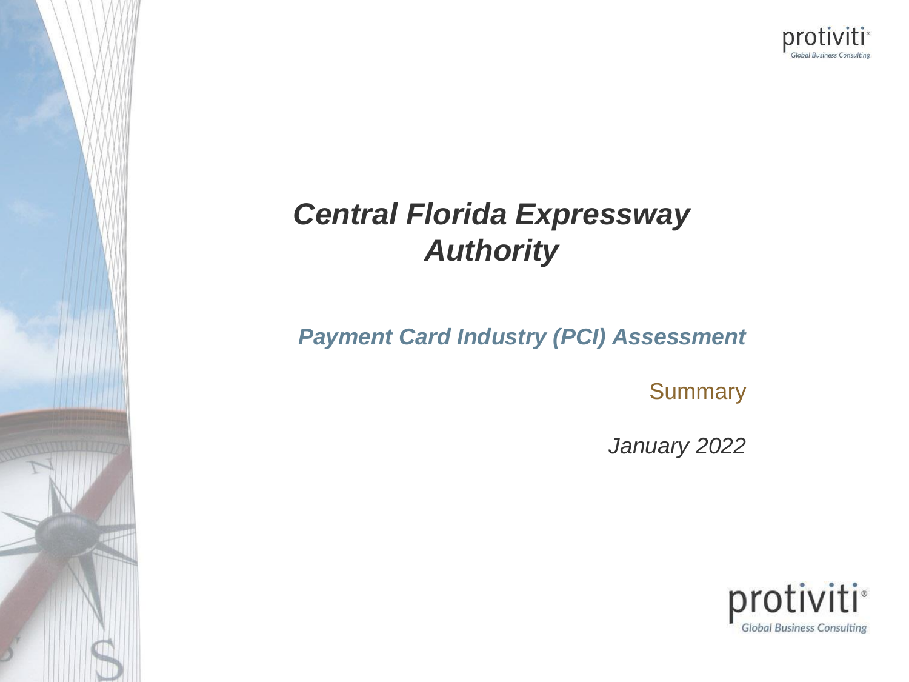# *Central Florida Expressway Authority*

## *Payment Card Industry (PCI) Assessment*

Summary

*January 2022*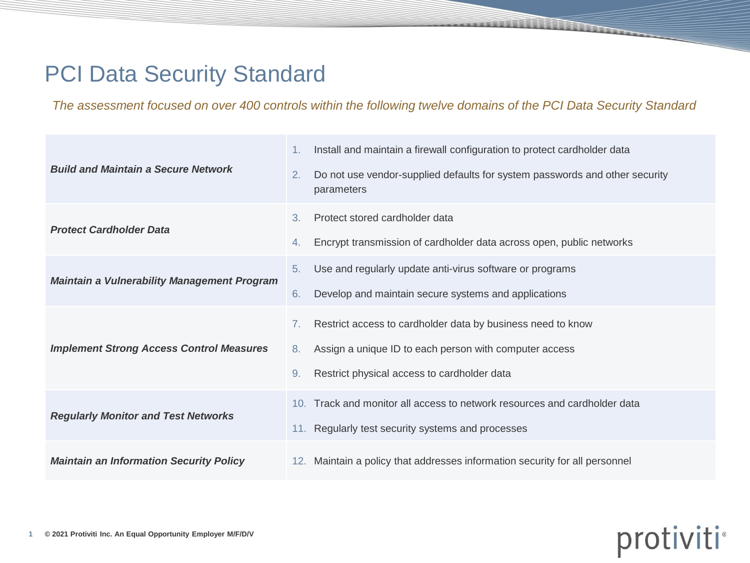# PCI Data Security Standard

*The assessment focused on over 400 controls within the following twelve domains of the PCI Data Security Standard*

| | |
|---|---|
| ***Build and Maintain a Secure Network*** | 1. Install and maintain a firewall configuration to protect cardholder data<br>2. Do not use vendor-supplied defaults for system passwords and other security parameters |
| ***Protect Cardholder Data*** | 3. Protect stored cardholder data<br>4. Encrypt transmission of cardholder data across open, public networks |
| ***Maintain a Vulnerability Management Program*** | 5. Use and regularly update anti-virus software or programs<br>6. Develop and maintain secure systems and applications |
| ***Implement Strong Access Control Measures*** | 7. Restrict access to cardholder data by business need to know<br>8. Assign a unique ID to each person with computer access<br>9. Restrict physical access to cardholder data |
| ***Regularly Monitor and Test Networks*** | 10. Track and monitor all access to network resources and cardholder data<br>11. Regularly test security systems and processes |
| ***Maintain an Information Security Policy*** | 12. Maintain a policy that addresses information security for all personnel |

© 2021 Protiviti Inc. An Equal Opportunity Employer M/F/D/V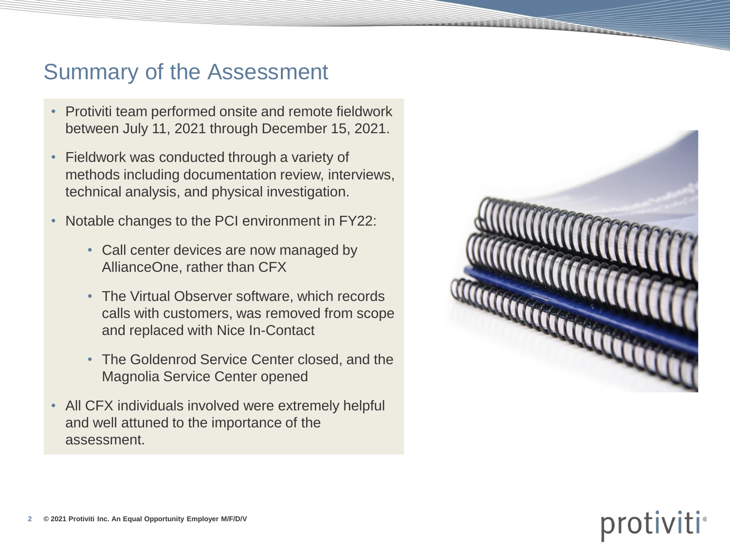# Summary of the Assessment

- Protiviti team performed onsite and remote fieldwork between July 11, 2021 through December 15, 2021.
- Fieldwork was conducted through a variety of methods including documentation review, interviews, technical analysis, and physical investigation.
- Notable changes to the PCI environment in FY22:
  - Call center devices are now managed by AllianceOne, rather than CFX
  - The Virtual Observer software, which records calls with customers, was removed from scope and replaced with Nice In-Contact
  - The Goldenrod Service Center closed, and the Magnolia Service Center opened
- All CFX individuals involved were extremely helpful and well attuned to the importance of the assessment.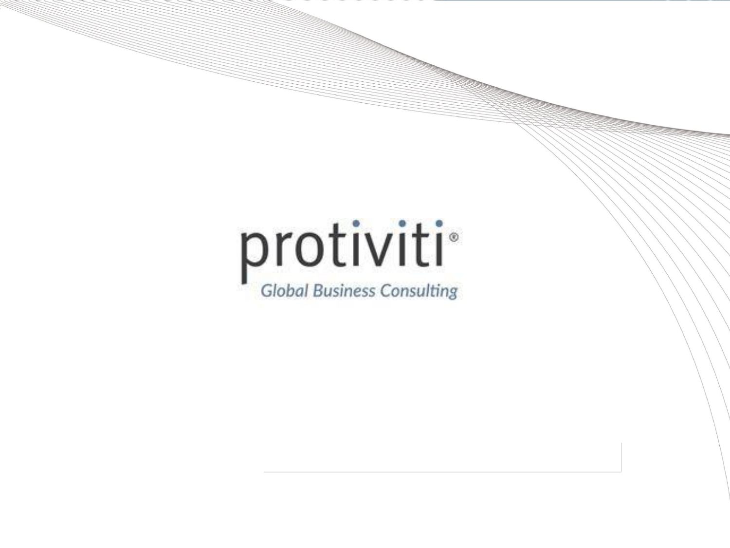protiviti®

Global Business Consulting